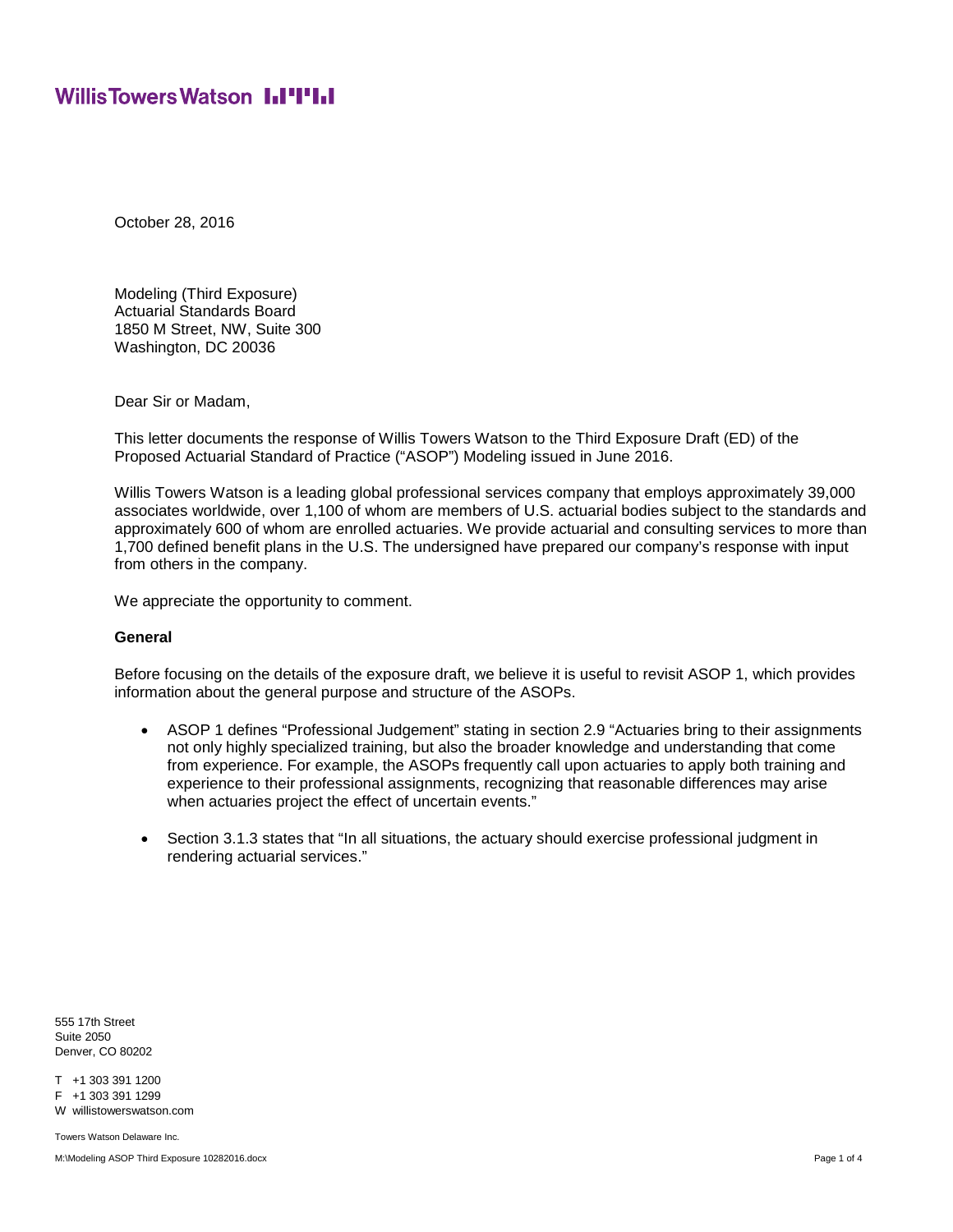Willis Towers Watson

October 28, 2016

Modeling (Third Exposure)
Actuarial Standards Board
1850 M Street, NW, Suite 300
Washington, DC 20036

Dear Sir or Madam,

This letter documents the response of Willis Towers Watson to the Third Exposure Draft (ED) of the Proposed Actuarial Standard of Practice ("ASOP") Modeling issued in June 2016.

Willis Towers Watson is a leading global professional services company that employs approximately 39,000 associates worldwide, over 1,100 of whom are members of U.S. actuarial bodies subject to the standards and approximately 600 of whom are enrolled actuaries. We provide actuarial and consulting services to more than 1,700 defined benefit plans in the U.S. The undersigned have prepared our company's response with input from others in the company.

We appreciate the opportunity to comment.

**General**

Before focusing on the details of the exposure draft, we believe it is useful to revisit ASOP 1, which provides information about the general purpose and structure of the ASOPs.

- ASOP 1 defines "Professional Judgement" stating in section 2.9 "Actuaries bring to their assignments not only highly specialized training, but also the broader knowledge and understanding that come from experience. For example, the ASOPs frequently call upon actuaries to apply both training and experience to their professional assignments, recognizing that reasonable differences may arise when actuaries project the effect of uncertain events."

- Section 3.1.3 states that "In all situations, the actuary should exercise professional judgment in rendering actuarial services."

555 17th Street
Suite 2050
Denver, CO 80202

T +1 303 391 1200
F +1 303 391 1299
W willistowerswatson.com

Towers Watson Delaware Inc.

M:\Modeling ASOP Third Exposure 10282016.docx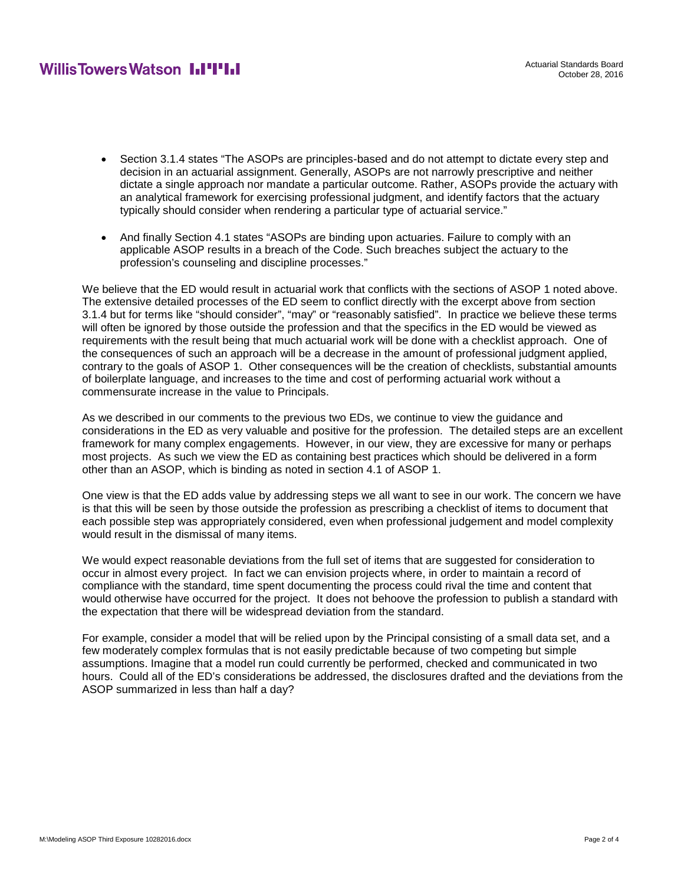- Section 3.1.4 states "The ASOPs are principles-based and do not attempt to dictate every step and decision in an actuarial assignment. Generally, ASOPs are not narrowly prescriptive and neither dictate a single approach nor mandate a particular outcome. Rather, ASOPs provide the actuary with an analytical framework for exercising professional judgment, and identify factors that the actuary typically should consider when rendering a particular type of actuarial service."

- And finally Section 4.1 states "ASOPs are binding upon actuaries. Failure to comply with an applicable ASOP results in a breach of the Code. Such breaches subject the actuary to the profession's counseling and discipline processes."

We believe that the ED would result in actuarial work that conflicts with the sections of ASOP 1 noted above. The extensive detailed processes of the ED seem to conflict directly with the excerpt above from section 3.1.4 but for terms like "should consider", "may" or "reasonably satisfied". In practice we believe these terms will often be ignored by those outside the profession and that the specifics in the ED would be viewed as requirements with the result being that much actuarial work will be done with a checklist approach. One of the consequences of such an approach will be a decrease in the amount of professional judgment applied, contrary to the goals of ASOP 1. Other consequences will be the creation of checklists, substantial amounts of boilerplate language, and increases to the time and cost of performing actuarial work without a commensurate increase in the value to Principals.

As we described in our comments to the previous two EDs, we continue to view the guidance and considerations in the ED as very valuable and positive for the profession. The detailed steps are an excellent framework for many complex engagements. However, in our view, they are excessive for many or perhaps most projects. As such we view the ED as containing best practices which should be delivered in a form other than an ASOP, which is binding as noted in section 4.1 of ASOP 1.

One view is that the ED adds value by addressing steps we all want to see in our work. The concern we have is that this will be seen by those outside the profession as prescribing a checklist of items to document that each possible step was appropriately considered, even when professional judgement and model complexity would result in the dismissal of many items.

We would expect reasonable deviations from the full set of items that are suggested for consideration to occur in almost every project. In fact we can envision projects where, in order to maintain a record of compliance with the standard, time spent documenting the process could rival the time and content that would otherwise have occurred for the project. It does not behoove the profession to publish a standard with the expectation that there will be widespread deviation from the standard.

For example, consider a model that will be relied upon by the Principal consisting of a small data set, and a few moderately complex formulas that is not easily predictable because of two competing but simple assumptions. Imagine that a model run could currently be performed, checked and communicated in two hours. Could all of the ED's considerations be addressed, the disclosures drafted and the deviations from the ASOP summarized in less than half a day?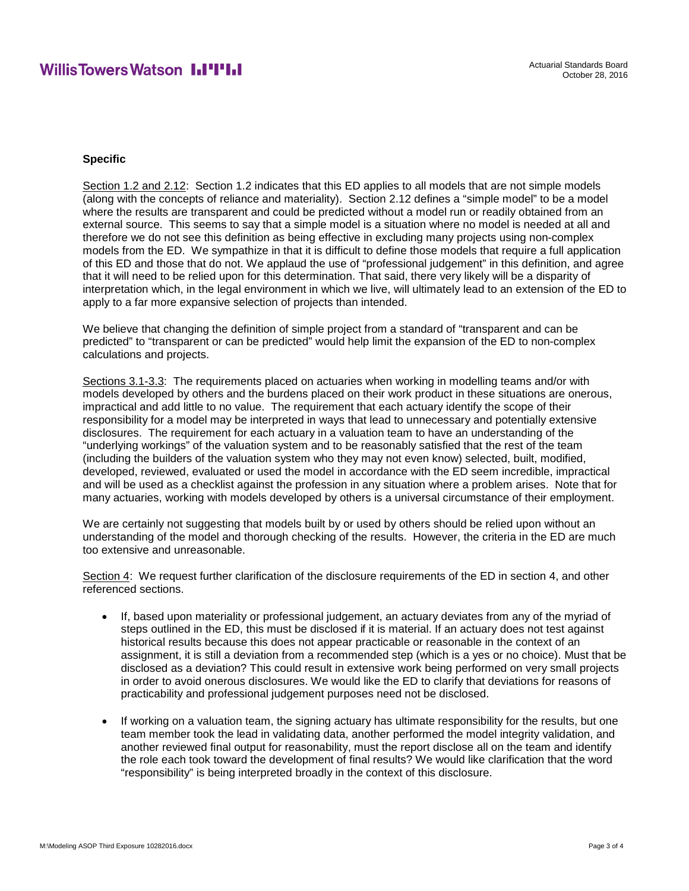**Specific**

Section 1.2 and 2.12: Section 1.2 indicates that this ED applies to all models that are not simple models (along with the concepts of reliance and materiality). Section 2.12 defines a "simple model" to be a model where the results are transparent and could be predicted without a model run or readily obtained from an external source. This seems to say that a simple model is a situation where no model is needed at all and therefore we do not see this definition as being effective in excluding many projects using non-complex models from the ED. We sympathize in that it is difficult to define those models that require a full application of this ED and those that do not. We applaud the use of "professional judgement" in this definition, and agree that it will need to be relied upon for this determination. That said, there very likely will be a disparity of interpretation which, in the legal environment in which we live, will ultimately lead to an extension of the ED to apply to a far more expansive selection of projects than intended.

We believe that changing the definition of simple project from a standard of "transparent and can be predicted" to "transparent or can be predicted" would help limit the expansion of the ED to non-complex calculations and projects.

Sections 3.1-3.3: The requirements placed on actuaries when working in modelling teams and/or with models developed by others and the burdens placed on their work product in these situations are onerous, impractical and add little to no value. The requirement that each actuary identify the scope of their responsibility for a model may be interpreted in ways that lead to unnecessary and potentially extensive disclosures. The requirement for each actuary in a valuation team to have an understanding of the "underlying workings" of the valuation system and to be reasonably satisfied that the rest of the team (including the builders of the valuation system who they may not even know) selected, built, modified, developed, reviewed, evaluated or used the model in accordance with the ED seem incredible, impractical and will be used as a checklist against the profession in any situation where a problem arises. Note that for many actuaries, working with models developed by others is a universal circumstance of their employment.

We are certainly not suggesting that models built by or used by others should be relied upon without an understanding of the model and thorough checking of the results. However, the criteria in the ED are much too extensive and unreasonable.

Section 4: We request further clarification of the disclosure requirements of the ED in section 4, and other referenced sections.

- If, based upon materiality or professional judgement, an actuary deviates from any of the myriad of steps outlined in the ED, this must be disclosed if it is material. If an actuary does not test against historical results because this does not appear practicable or reasonable in the context of an assignment, it is still a deviation from a recommended step (which is a yes or no choice). Must that be disclosed as a deviation? This could result in extensive work being performed on very small projects in order to avoid onerous disclosures. We would like the ED to clarify that deviations for reasons of practicability and professional judgement purposes need not be disclosed.

- If working on a valuation team, the signing actuary has ultimate responsibility for the results, but one team member took the lead in validating data, another performed the model integrity validation, and another reviewed final output for reasonability, must the report disclose all on the team and identify the role each took toward the development of final results? We would like clarification that the word "responsibility" is being interpreted broadly in the context of this disclosure.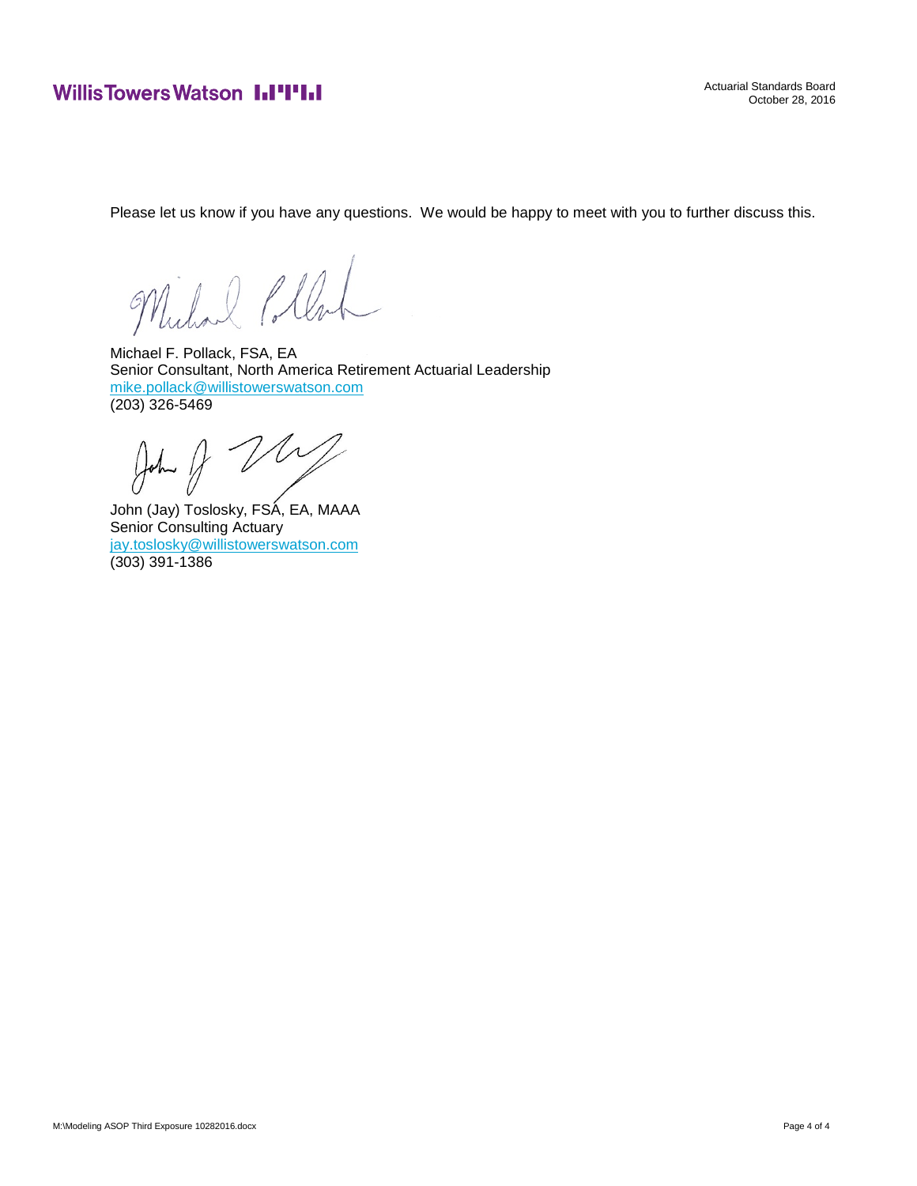Please let us know if you have any questions. We would be happy to meet with you to further discuss this.

Michael F. Pollack, FSA, EA
Senior Consultant, North America Retirement Actuarial Leadership
mike.pollack@willistowerswatson.com
(203) 326-5469

John (Jay) Toslosky, FSA, EA, MAAA
Senior Consulting Actuary
jay.toslosky@willistowerswatson.com
(303) 391-1386